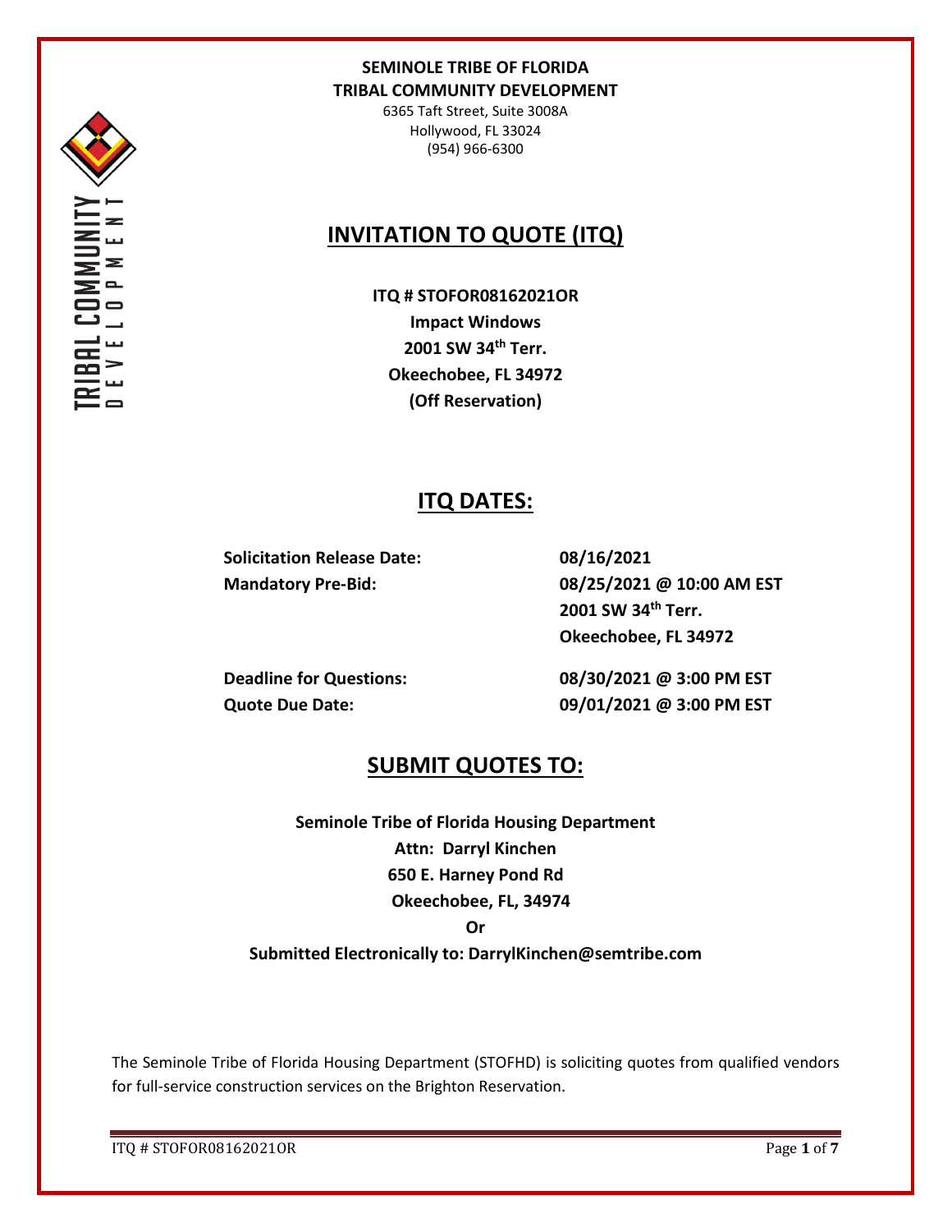**SEMINOLE TRIBE OF FLORIDA**
**TRIBAL COMMUNITY DEVELOPMENT**
6365 Taft Street, Suite 3008A
Hollywood, FL 33024
(954) 966-6300

# INVITATION TO QUOTE (ITQ)

**ITQ # STOFOR08162021OR**
**Impact Windows**
**2001 SW 34th Terr.**
**Okeechobee, FL 34972**
**(Off Reservation)**

## ITQ DATES:

| | |
|---|---|
| **Solicitation Release Date:** | **08/16/2021** |
| **Mandatory Pre-Bid:** | **08/25/2021 @ 10:00 AM EST**<br>**2001 SW 34th Terr.**<br>**Okeechobee, FL 34972** |
| **Deadline for Questions:** | **08/30/2021 @ 3:00 PM EST** |
| **Quote Due Date:** | **09/01/2021 @ 3:00 PM EST** |

## SUBMIT QUOTES TO:

**Seminole Tribe of Florida Housing Department**
**Attn: Darryl Kinchen**
**650 E. Harney Pond Rd**
**Okeechobee, FL, 34974**
**Or**
**Submitted Electronically to: DarrylKinchen@semtribe.com**

The Seminole Tribe of Florida Housing Department (STOFHD) is soliciting quotes from qualified vendors for full-service construction services on the Brighton Reservation.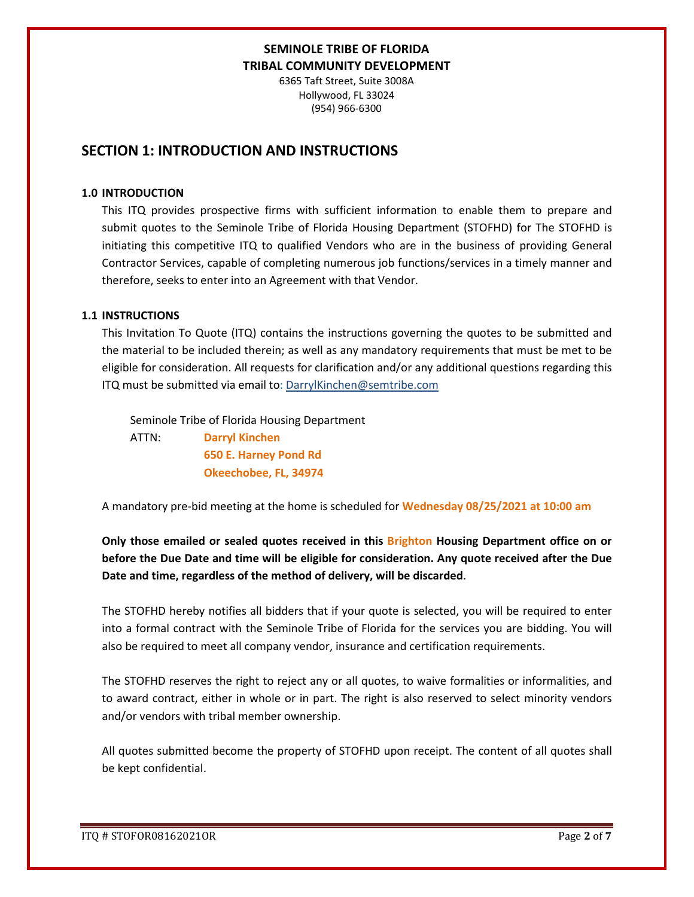**SEMINOLE TRIBE OF FLORIDA**
**TRIBAL COMMUNITY DEVELOPMENT**
6365 Taft Street, Suite 3008A
Hollywood, FL 33024
(954) 966-6300

## SECTION 1: INTRODUCTION AND INSTRUCTIONS

### 1.0 INTRODUCTION

This ITQ provides prospective firms with sufficient information to enable them to prepare and submit quotes to the Seminole Tribe of Florida Housing Department (STOFHD) for The STOFHD is initiating this competitive ITQ to qualified Vendors who are in the business of providing General Contractor Services, capable of completing numerous job functions/services in a timely manner and therefore, seeks to enter into an Agreement with that Vendor.

### 1.1 INSTRUCTIONS

This Invitation To Quote (ITQ) contains the instructions governing the quotes to be submitted and the material to be included therein; as well as any mandatory requirements that must be met to be eligible for consideration. All requests for clarification and/or any additional questions regarding this ITQ must be submitted via email to: DarrylKinchen@semtribe.com

Seminole Tribe of Florida Housing Department
ATTN: **Darryl Kinchen**
**650 E. Harney Pond Rd**
**Okeechobee, FL, 34974**

A mandatory pre-bid meeting at the home is scheduled for **Wednesday 08/25/2021 at 10:00 am**

**Only those emailed or sealed quotes received in this Brighton Housing Department office on or before the Due Date and time will be eligible for consideration. Any quote received after the Due Date and time, regardless of the method of delivery, will be discarded**.

The STOFHD hereby notifies all bidders that if your quote is selected, you will be required to enter into a formal contract with the Seminole Tribe of Florida for the services you are bidding. You will also be required to meet all company vendor, insurance and certification requirements.

The STOFHD reserves the right to reject any or all quotes, to waive formalities or informalities, and to award contract, either in whole or in part. The right is also reserved to select minority vendors and/or vendors with tribal member ownership.

All quotes submitted become the property of STOFHD upon receipt. The content of all quotes shall be kept confidential.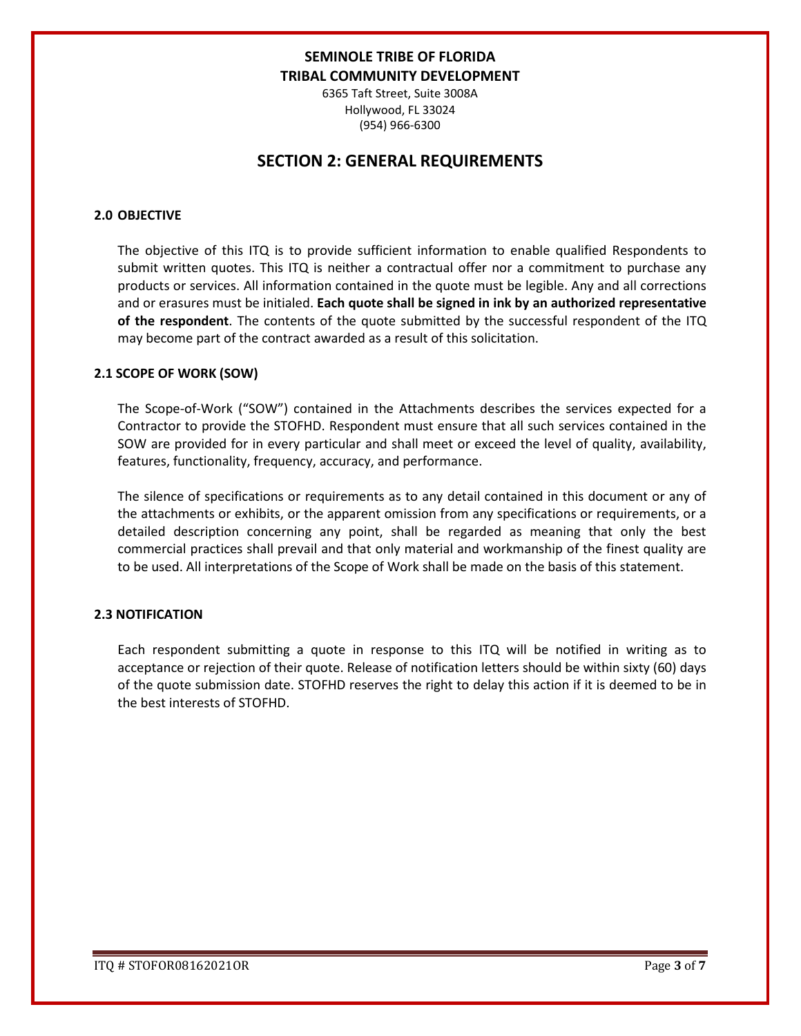**SEMINOLE TRIBE OF FLORIDA**
**TRIBAL COMMUNITY DEVELOPMENT**
6365 Taft Street, Suite 3008A
Hollywood, FL 33024
(954) 966-6300

# SECTION 2: GENERAL REQUIREMENTS

### 2.0 OBJECTIVE

The objective of this ITQ is to provide sufficient information to enable qualified Respondents to submit written quotes. This ITQ is neither a contractual offer nor a commitment to purchase any products or services. All information contained in the quote must be legible. Any and all corrections and or erasures must be initialed. **Each quote shall be signed in ink by an authorized representative of the respondent**. The contents of the quote submitted by the successful respondent of the ITQ may become part of the contract awarded as a result of this solicitation.

### 2.1 SCOPE OF WORK (SOW)

The Scope-of-Work ("SOW") contained in the Attachments describes the services expected for a Contractor to provide the STOFHD. Respondent must ensure that all such services contained in the SOW are provided for in every particular and shall meet or exceed the level of quality, availability, features, functionality, frequency, accuracy, and performance.

The silence of specifications or requirements as to any detail contained in this document or any of the attachments or exhibits, or the apparent omission from any specifications or requirements, or a detailed description concerning any point, shall be regarded as meaning that only the best commercial practices shall prevail and that only material and workmanship of the finest quality are to be used. All interpretations of the Scope of Work shall be made on the basis of this statement.

### 2.3 NOTIFICATION

Each respondent submitting a quote in response to this ITQ will be notified in writing as to acceptance or rejection of their quote. Release of notification letters should be within sixty (60) days of the quote submission date. STOFHD reserves the right to delay this action if it is deemed to be in the best interests of STOFHD.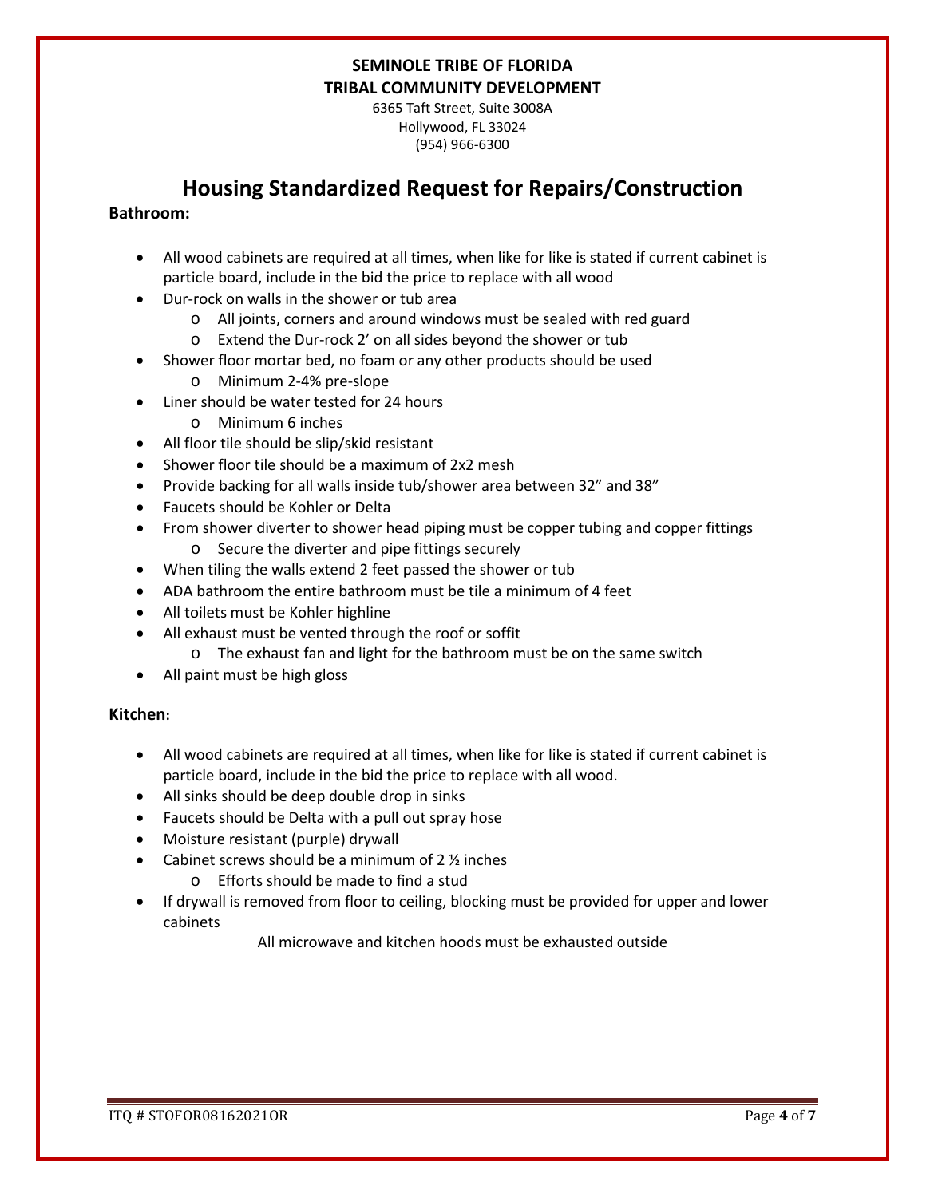**SEMINOLE TRIBE OF FLORIDA**
**TRIBAL COMMUNITY DEVELOPMENT**

6365 Taft Street, Suite 3008A
Hollywood, FL 33024
(954) 966-6300

# Housing Standardized Request for Repairs/Construction

**Bathroom:**

- All wood cabinets are required at all times, when like for like is stated if current cabinet is particle board, include in the bid the price to replace with all wood
- Dur-rock on walls in the shower or tub area
  - All joints, corners and around windows must be sealed with red guard
  - Extend the Dur-rock 2' on all sides beyond the shower or tub
- Shower floor mortar bed, no foam or any other products should be used
  - Minimum 2-4% pre-slope
- Liner should be water tested for 24 hours
  - Minimum 6 inches
- All floor tile should be slip/skid resistant
- Shower floor tile should be a maximum of 2x2 mesh
- Provide backing for all walls inside tub/shower area between 32" and 38"
- Faucets should be Kohler or Delta
- From shower diverter to shower head piping must be copper tubing and copper fittings
  - Secure the diverter and pipe fittings securely
- When tiling the walls extend 2 feet passed the shower or tub
- ADA bathroom the entire bathroom must be tile a minimum of 4 feet
- All toilets must be Kohler highline
- All exhaust must be vented through the roof or soffit
  - The exhaust fan and light for the bathroom must be on the same switch
- All paint must be high gloss

**Kitchen:**

- All wood cabinets are required at all times, when like for like is stated if current cabinet is particle board, include in the bid the price to replace with all wood.
- All sinks should be deep double drop in sinks
- Faucets should be Delta with a pull out spray hose
- Moisture resistant (purple) drywall
- Cabinet screws should be a minimum of 2 ½ inches
  - Efforts should be made to find a stud
- If drywall is removed from floor to ceiling, blocking must be provided for upper and lower cabinets

All microwave and kitchen hoods must be exhausted outside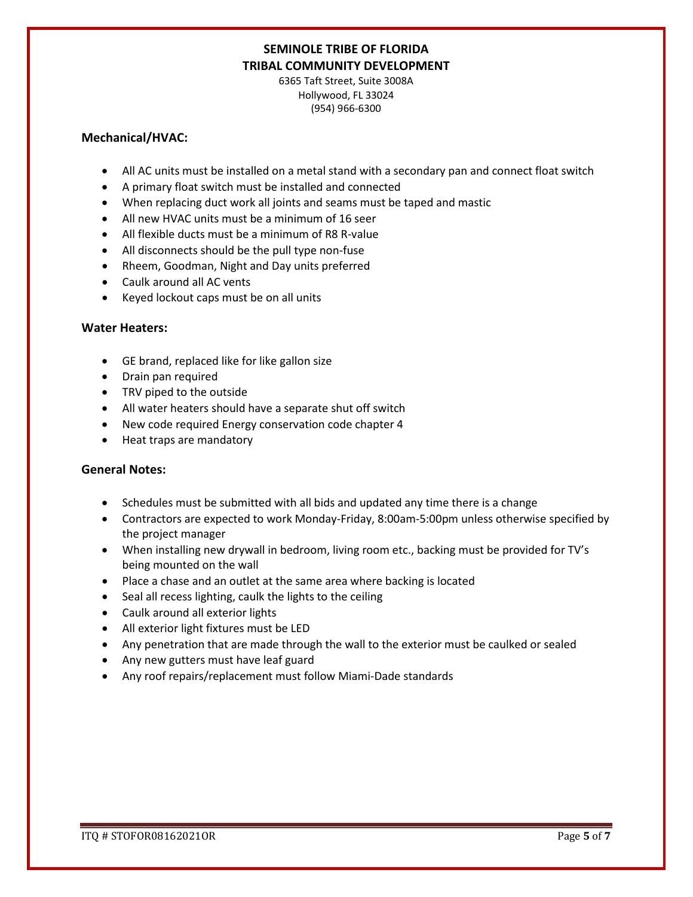**SEMINOLE TRIBE OF FLORIDA**
**TRIBAL COMMUNITY DEVELOPMENT**
6365 Taft Street, Suite 3008A
Hollywood, FL 33024
(954) 966-6300

### Mechanical/HVAC:

- All AC units must be installed on a metal stand with a secondary pan and connect float switch
- A primary float switch must be installed and connected
- When replacing duct work all joints and seams must be taped and mastic
- All new HVAC units must be a minimum of 16 seer
- All flexible ducts must be a minimum of R8 R-value
- All disconnects should be the pull type non-fuse
- Rheem, Goodman, Night and Day units preferred
- Caulk around all AC vents
- Keyed lockout caps must be on all units

### Water Heaters:

- GE brand, replaced like for like gallon size
- Drain pan required
- TRV piped to the outside
- All water heaters should have a separate shut off switch
- New code required Energy conservation code chapter 4
- Heat traps are mandatory

### General Notes:

- Schedules must be submitted with all bids and updated any time there is a change
- Contractors are expected to work Monday-Friday, 8:00am-5:00pm unless otherwise specified by the project manager
- When installing new drywall in bedroom, living room etc., backing must be provided for TV's being mounted on the wall
- Place a chase and an outlet at the same area where backing is located
- Seal all recess lighting, caulk the lights to the ceiling
- Caulk around all exterior lights
- All exterior light fixtures must be LED
- Any penetration that are made through the wall to the exterior must be caulked or sealed
- Any new gutters must have leaf guard
- Any roof repairs/replacement must follow Miami-Dade standards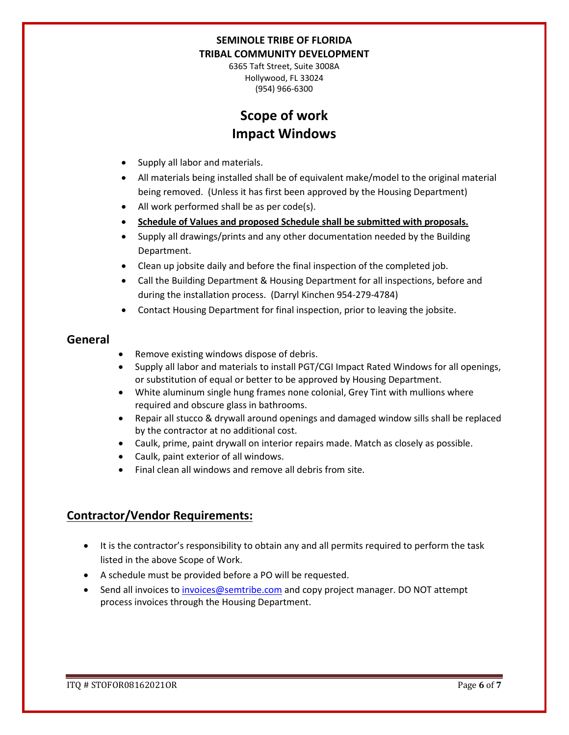**SEMINOLE TRIBE OF FLORIDA**
**TRIBAL COMMUNITY DEVELOPMENT**
6365 Taft Street, Suite 3008A
Hollywood, FL 33024
(954) 966-6300

# Scope of work
# Impact Windows

- Supply all labor and materials.
- All materials being installed shall be of equivalent make/model to the original material being removed. (Unless it has first been approved by the Housing Department)
- All work performed shall be as per code(s).
- **Schedule of Values and proposed Schedule shall be submitted with proposals.**
- Supply all drawings/prints and any other documentation needed by the Building Department.
- Clean up jobsite daily and before the final inspection of the completed job.
- Call the Building Department & Housing Department for all inspections, before and during the installation process. (Darryl Kinchen 954-279-4784)
- Contact Housing Department for final inspection, prior to leaving the jobsite.

## General

- Remove existing windows dispose of debris.
- Supply all labor and materials to install PGT/CGI Impact Rated Windows for all openings, or substitution of equal or better to be approved by Housing Department.
- White aluminum single hung frames none colonial, Grey Tint with mullions where required and obscure glass in bathrooms.
- Repair all stucco & drywall around openings and damaged window sills shall be replaced by the contractor at no additional cost.
- Caulk, prime, paint drywall on interior repairs made. Match as closely as possible.
- Caulk, paint exterior of all windows.
- Final clean all windows and remove all debris from site.

## Contractor/Vendor Requirements:

- It is the contractor's responsibility to obtain any and all permits required to perform the task listed in the above Scope of Work.
- A schedule must be provided before a PO will be requested.
- Send all invoices to invoices@semtribe.com and copy project manager. DO NOT attempt process invoices through the Housing Department.

ITQ # STOFOR08162021OR